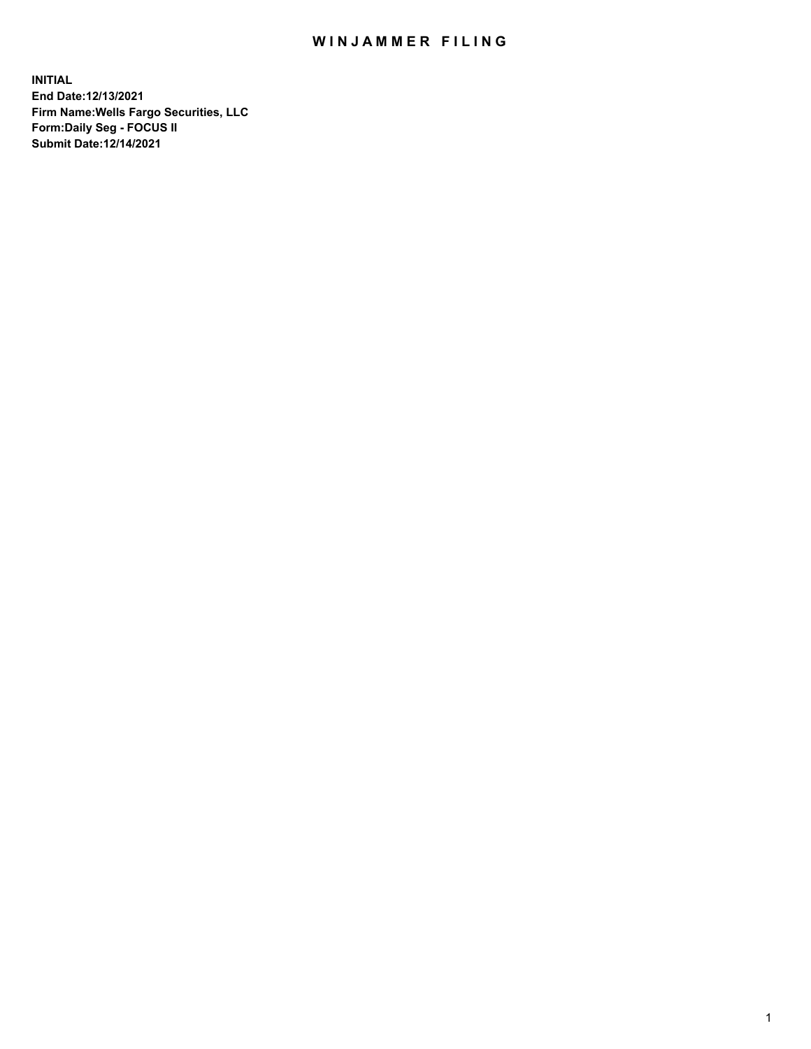# WINJAMMER FILING

**INITIAL**
**End Date:12/13/2021**
**Firm Name:Wells Fargo Securities, LLC**
**Form:Daily Seg - FOCUS II**
**Submit Date:12/14/2021**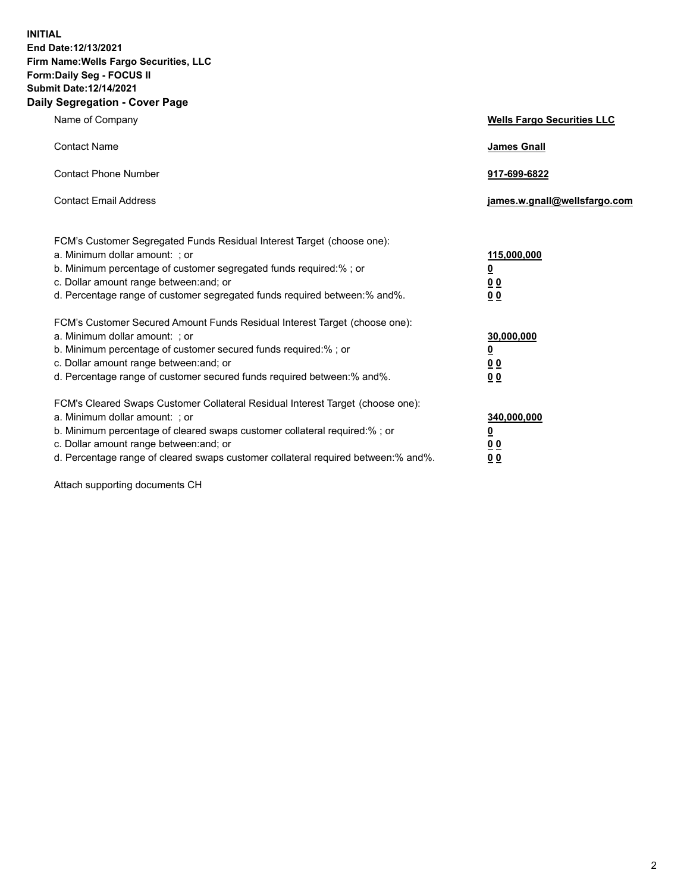**INITIAL**
**End Date:12/13/2021**
**Firm Name:Wells Fargo Securities, LLC**
**Form:Daily Seg - FOCUS II**
**Submit Date:12/14/2021**

## Daily Segregation - Cover Page

| | |
|---|---|
| Name of Company | **Wells Fargo Securities LLC** |
| Contact Name | **James Gnall** |
| Contact Phone Number | **917-699-6822** |
| Contact Email Address | **james.w.gnall@wellsfargo.com** |

| | |
|---|---|
| FCM's Customer Segregated Funds Residual Interest Target (choose one): | |
| a. Minimum dollar amount: ; or | **115,000,000** |
| b. Minimum percentage of customer segregated funds required:% ; or | **0** |
| c. Dollar amount range between:and; or | **0 0** |
| d. Percentage range of customer segregated funds required between:% and%. | **0 0** |
| FCM's Customer Secured Amount Funds Residual Interest Target (choose one): | |
| a. Minimum dollar amount: ; or | **30,000,000** |
| b. Minimum percentage of customer secured funds required:% ; or | **0** |
| c. Dollar amount range between:and; or | **0 0** |
| d. Percentage range of customer secured funds required between:% and%. | **0 0** |
| FCM's Cleared Swaps Customer Collateral Residual Interest Target (choose one): | |
| a. Minimum dollar amount: ; or | **340,000,000** |
| b. Minimum percentage of cleared swaps customer collateral required:% ; or | **0** |
| c. Dollar amount range between:and; or | **0 0** |
| d. Percentage range of cleared swaps customer collateral required between:% and%. | **0 0** |

Attach supporting documents CH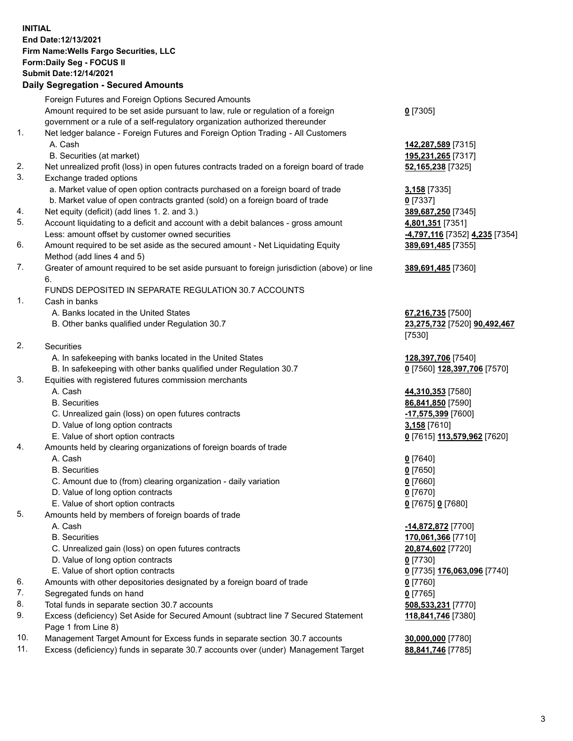**INITIAL**
**End Date:12/13/2021**
**Firm Name:Wells Fargo Securities, LLC**
**Form:Daily Seg - FOCUS II**
**Submit Date:12/14/2021**

## Daily Segregation - Secured Amounts

| | | |
|---|---|---|
| | Foreign Futures and Foreign Options Secured Amounts | |
| | Amount required to be set aside pursuant to law, rule or regulation of a foreign government or a rule of a self-regulatory organization authorized thereunder | **0** [7305] |
| 1. | Net ledger balance - Foreign Futures and Foreign Option Trading - All Customers | |
| | A. Cash | **142,287,589** [7315] |
| | B. Securities (at market) | **195,231,265** [7317] |
| 2. | Net unrealized profit (loss) in open futures contracts traded on a foreign board of trade | **52,165,238** [7325] |
| 3. | Exchange traded options | |
| | a. Market value of open option contracts purchased on a foreign board of trade | **3,158** [7335] |
| | b. Market value of open contracts granted (sold) on a foreign board of trade | **0** [7337] |
| 4. | Net equity (deficit) (add lines 1. 2. and 3.) | **389,687,250** [7345] |
| 5. | Account liquidating to a deficit and account with a debit balances - gross amount | **4,801,351** [7351] |
| | Less: amount offset by customer owned securities | **-4,797,116** [7352] **4,235** [7354] |
| 6. | Amount required to be set aside as the secured amount - Net Liquidating Equity Method (add lines 4 and 5) | **389,691,485** [7355] |
| 7. | Greater of amount required to be set aside pursuant to foreign jurisdiction (above) or line 6. | **389,691,485** [7360] |
| | FUNDS DEPOSITED IN SEPARATE REGULATION 30.7 ACCOUNTS | |
| 1. | Cash in banks | |
| | A. Banks located in the United States | **67,216,735** [7500] |
| | B. Other banks qualified under Regulation 30.7 | **23,275,732** [7520] **90,492,467** [7530] |
| 2. | Securities | |
| | A. In safekeeping with banks located in the United States | **128,397,706** [7540] |
| | B. In safekeeping with other banks qualified under Regulation 30.7 | **0** [7560] **128,397,706** [7570] |
| 3. | Equities with registered futures commission merchants | |
| | A. Cash | **44,310,353** [7580] |
| | B. Securities | **86,841,850** [7590] |
| | C. Unrealized gain (loss) on open futures contracts | **-17,575,399** [7600] |
| | D. Value of long option contracts | **3,158** [7610] |
| | E. Value of short option contracts | **0** [7615] **113,579,962** [7620] |
| 4. | Amounts held by clearing organizations of foreign boards of trade | |
| | A. Cash | **0** [7640] |
| | B. Securities | **0** [7650] |
| | C. Amount due to (from) clearing organization - daily variation | **0** [7660] |
| | D. Value of long option contracts | **0** [7670] |
| | E. Value of short option contracts | **0** [7675] **0** [7680] |
| 5. | Amounts held by members of foreign boards of trade | |
| | A. Cash | **-14,872,872** [7700] |
| | B. Securities | **170,061,366** [7710] |
| | C. Unrealized gain (loss) on open futures contracts | **20,874,602** [7720] |
| | D. Value of long option contracts | **0** [7730] |
| | E. Value of short option contracts | **0** [7735] **176,063,096** [7740] |
| 6. | Amounts with other depositories designated by a foreign board of trade | **0** [7760] |
| 7. | Segregated funds on hand | **0** [7765] |
| 8. | Total funds in separate section 30.7 accounts | **508,533,231** [7770] |
| 9. | Excess (deficiency) Set Aside for Secured Amount (subtract line 7 Secured Statement Page 1 from Line 8) | **118,841,746** [7380] |
| 10. | Management Target Amount for Excess funds in separate section 30.7 accounts | **30,000,000** [7780] |
| 11. | Excess (deficiency) funds in separate 30.7 accounts over (under) Management Target | **88,841,746** [7785] |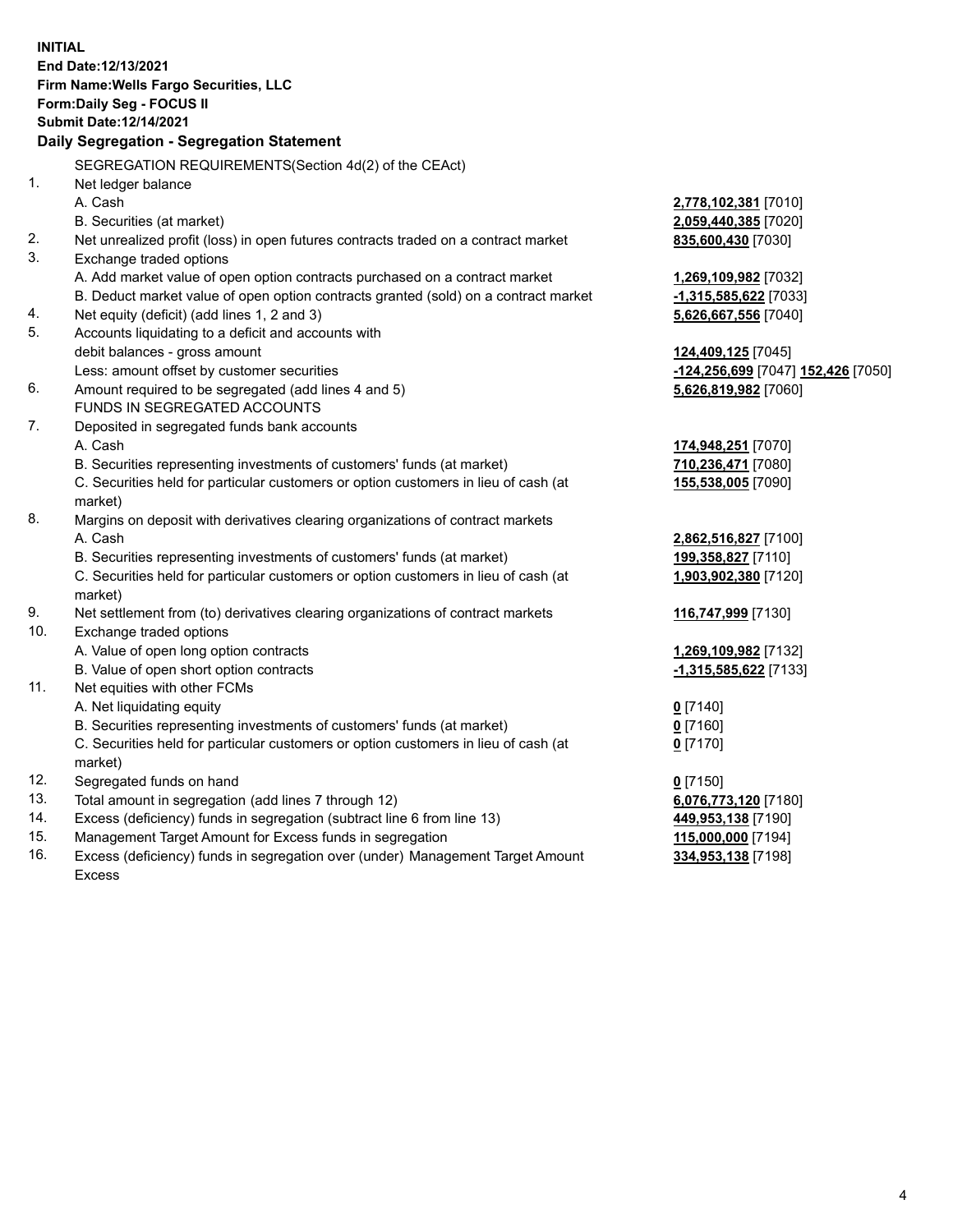**INITIAL**
**End Date:12/13/2021**
**Firm Name:Wells Fargo Securities, LLC**
**Form:Daily Seg - FOCUS II**
**Submit Date:12/14/2021**

**Daily Segregation - Segregation Statement**

| | | |
|---|---|---|
| | SEGREGATION REQUIREMENTS(Section 4d(2) of the CEAct) | |
| 1. | Net ledger balance | |
| | A. Cash | **2,778,102,381** [7010] |
| | B. Securities (at market) | **2,059,440,385** [7020] |
| 2. | Net unrealized profit (loss) in open futures contracts traded on a contract market | **835,600,430** [7030] |
| 3. | Exchange traded options | |
| | A. Add market value of open option contracts purchased on a contract market | **1,269,109,982** [7032] |
| | B. Deduct market value of open option contracts granted (sold) on a contract market | **-1,315,585,622** [7033] |
| 4. | Net equity (deficit) (add lines 1, 2 and 3) | **5,626,667,556** [7040] |
| 5. | Accounts liquidating to a deficit and accounts with | |
| | debit balances - gross amount | **124,409,125** [7045] |
| | Less: amount offset by customer securities | **-124,256,699** [7047] **152,426** [7050] |
| 6. | Amount required to be segregated (add lines 4 and 5) | **5,626,819,982** [7060] |
| | FUNDS IN SEGREGATED ACCOUNTS | |
| 7. | Deposited in segregated funds bank accounts | |
| | A. Cash | **174,948,251** [7070] |
| | B. Securities representing investments of customers' funds (at market) | **710,236,471** [7080] |
| | C. Securities held for particular customers or option customers in lieu of cash (at market) | **155,538,005** [7090] |
| 8. | Margins on deposit with derivatives clearing organizations of contract markets | |
| | A. Cash | **2,862,516,827** [7100] |
| | B. Securities representing investments of customers' funds (at market) | **199,358,827** [7110] |
| | C. Securities held for particular customers or option customers in lieu of cash (at market) | **1,903,902,380** [7120] |
| 9. | Net settlement from (to) derivatives clearing organizations of contract markets | **116,747,999** [7130] |
| 10. | Exchange traded options | |
| | A. Value of open long option contracts | **1,269,109,982** [7132] |
| | B. Value of open short option contracts | **-1,315,585,622** [7133] |
| 11. | Net equities with other FCMs | |
| | A. Net liquidating equity | **0** [7140] |
| | B. Securities representing investments of customers' funds (at market) | **0** [7160] |
| | C. Securities held for particular customers or option customers in lieu of cash (at market) | **0** [7170] |
| 12. | Segregated funds on hand | **0** [7150] |
| 13. | Total amount in segregation (add lines 7 through 12) | **6,076,773,120** [7180] |
| 14. | Excess (deficiency) funds in segregation (subtract line 6 from line 13) | **449,953,138** [7190] |
| 15. | Management Target Amount for Excess funds in segregation | **115,000,000** [7194] |
| 16. | Excess (deficiency) funds in segregation over (under) Management Target Amount Excess | **334,953,138** [7198] |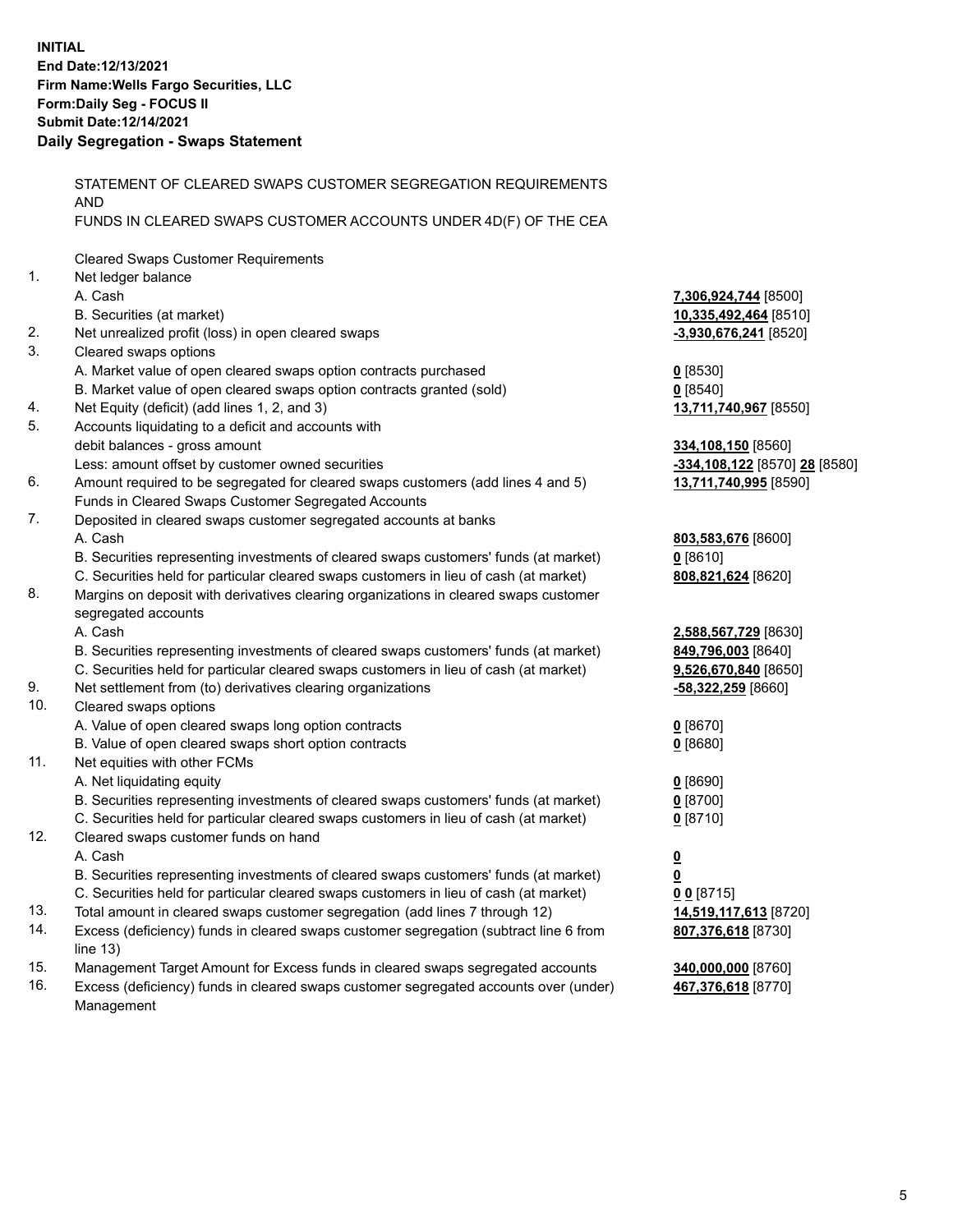**INITIAL**
**End Date:12/13/2021**
**Firm Name:Wells Fargo Securities, LLC**
**Form:Daily Seg - FOCUS II**
**Submit Date:12/14/2021**
**Daily Segregation - Swaps Statement**

STATEMENT OF CLEARED SWAPS CUSTOMER SEGREGATION REQUIREMENTS AND FUNDS IN CLEARED SWAPS CUSTOMER ACCOUNTS UNDER 4D(F) OF THE CEA

| | | |
|---|---|---|
| | Cleared Swaps Customer Requirements | |
| 1. | Net ledger balance | |
| | A. Cash | **7,306,924,744** [8500] |
| | B. Securities (at market) | **10,335,492,464** [8510] |
| 2. | Net unrealized profit (loss) in open cleared swaps | **-3,930,676,241** [8520] |
| 3. | Cleared swaps options | |
| | A. Market value of open cleared swaps option contracts purchased | **0** [8530] |
| | B. Market value of open cleared swaps option contracts granted (sold) | **0** [8540] |
| 4. | Net Equity (deficit) (add lines 1, 2, and 3) | **13,711,740,967** [8550] |
| 5. | Accounts liquidating to a deficit and accounts with debit balances - gross amount | **334,108,150** [8560] |
| | Less: amount offset by customer owned securities | **-334,108,122** [8570] **28** [8580] |
| 6. | Amount required to be segregated for cleared swaps customers (add lines 4 and 5) | **13,711,740,995** [8590] |
| | Funds in Cleared Swaps Customer Segregated Accounts | |
| 7. | Deposited in cleared swaps customer segregated accounts at banks | |
| | A. Cash | **803,583,676** [8600] |
| | B. Securities representing investments of cleared swaps customers' funds (at market) | **0** [8610] |
| | C. Securities held for particular cleared swaps customers in lieu of cash (at market) | **808,821,624** [8620] |
| 8. | Margins on deposit with derivatives clearing organizations in cleared swaps customer segregated accounts | |
| | A. Cash | **2,588,567,729** [8630] |
| | B. Securities representing investments of cleared swaps customers' funds (at market) | **849,796,003** [8640] |
| | C. Securities held for particular cleared swaps customers in lieu of cash (at market) | **9,526,670,840** [8650] |
| 9. | Net settlement from (to) derivatives clearing organizations | **-58,322,259** [8660] |
| 10. | Cleared swaps options | |
| | A. Value of open cleared swaps long option contracts | **0** [8670] |
| | B. Value of open cleared swaps short option contracts | **0** [8680] |
| 11. | Net equities with other FCMs | |
| | A. Net liquidating equity | **0** [8690] |
| | B. Securities representing investments of cleared swaps customers' funds (at market) | **0** [8700] |
| | C. Securities held for particular cleared swaps customers in lieu of cash (at market) | **0** [8710] |
| 12. | Cleared swaps customer funds on hand | |
| | A. Cash | **0** |
| | B. Securities representing investments of cleared swaps customers' funds (at market) | **0** |
| | C. Securities held for particular cleared swaps customers in lieu of cash (at market) | **0** **0** [8715] |
| 13. | Total amount in cleared swaps customer segregation (add lines 7 through 12) | **14,519,117,613** [8720] |
| 14. | Excess (deficiency) funds in cleared swaps customer segregation (subtract line 6 from line 13) | **807,376,618** [8730] |
| 15. | Management Target Amount for Excess funds in cleared swaps segregated accounts | **340,000,000** [8760] |
| 16. | Excess (deficiency) funds in cleared swaps customer segregated accounts over (under) Management | **467,376,618** [8770] |